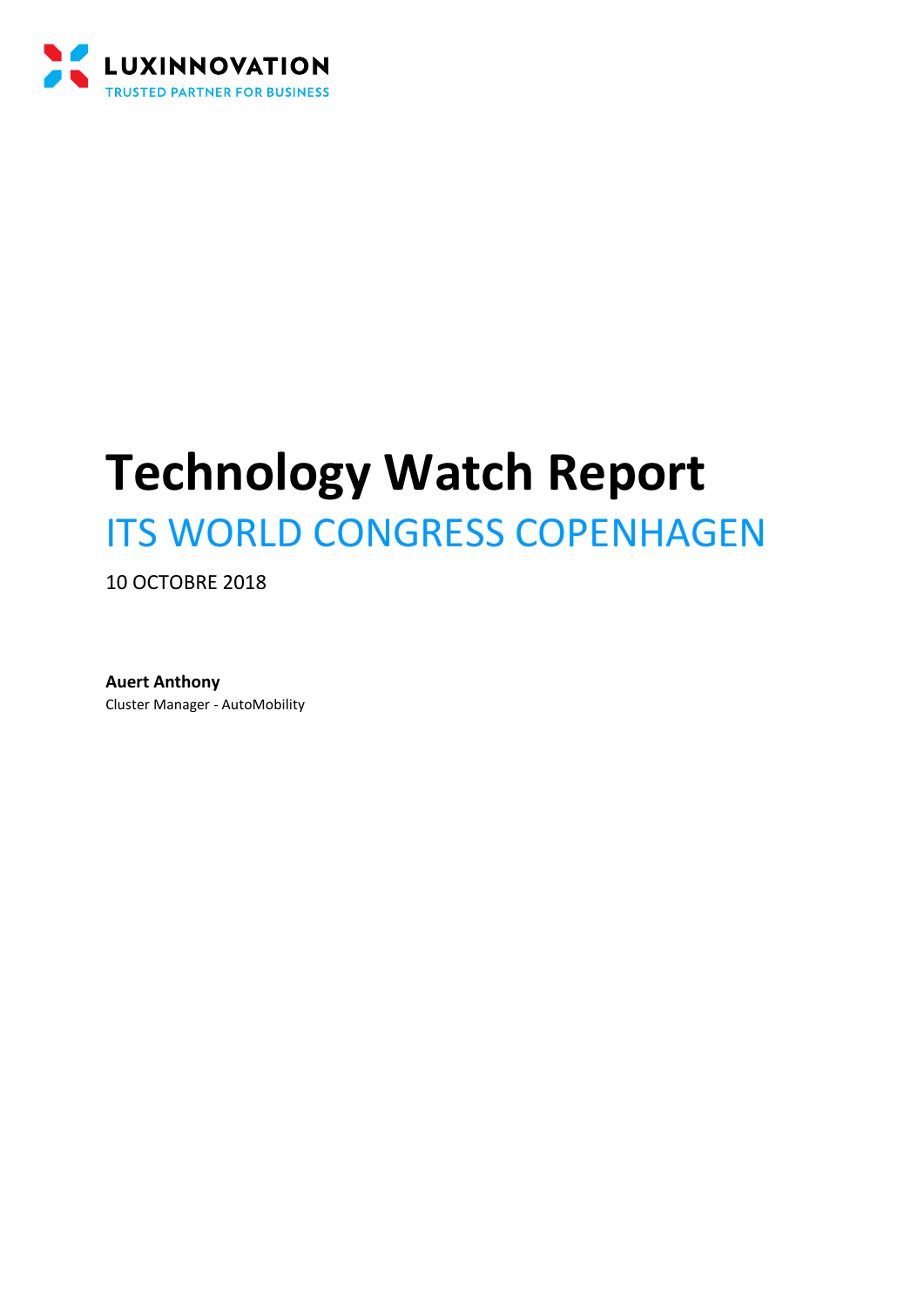LUXINNOVATION

TRUSTED PARTNER FOR BUSINESS

# Technology Watch Report

## ITS WORLD CONGRESS COPENHAGEN

10 OCTOBRE 2018

**Auert Anthony**

Cluster Manager - AutoMobility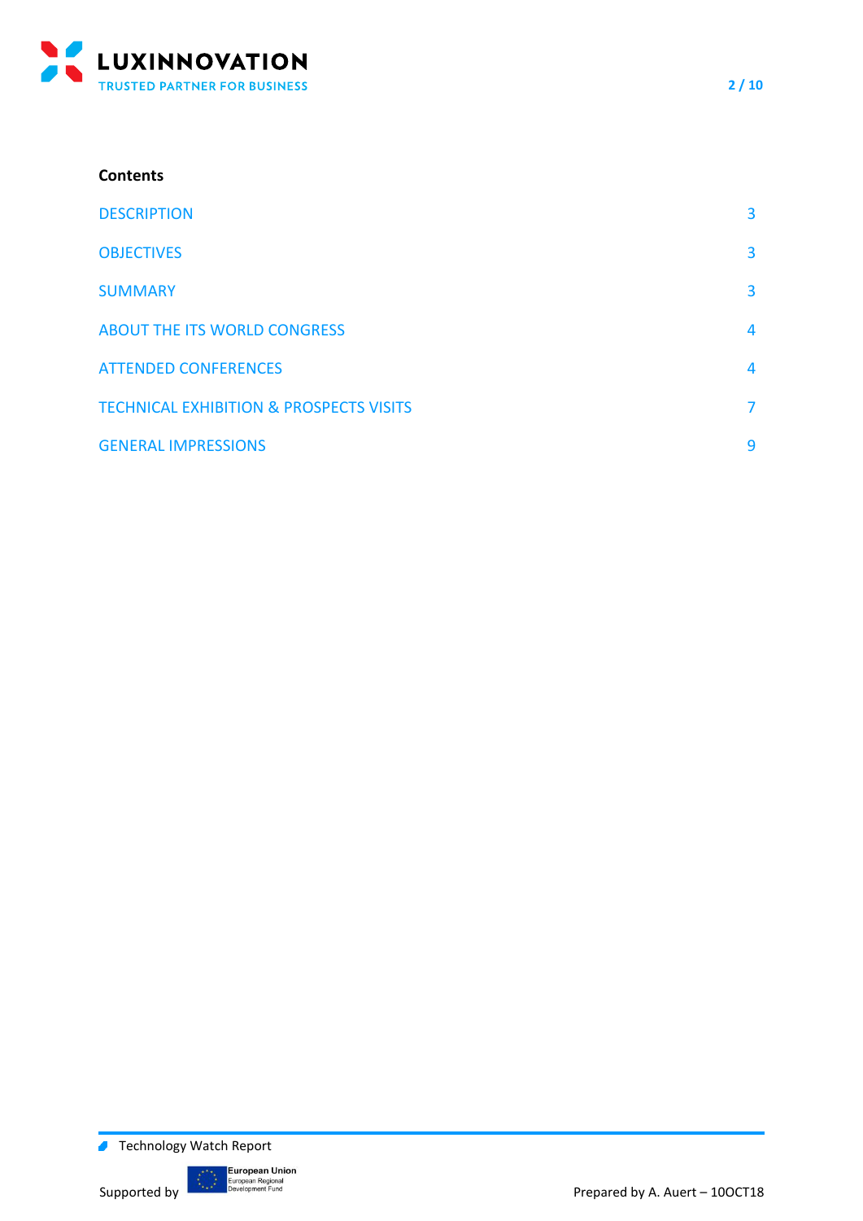**Contents**

| | |
|---|---|
| DESCRIPTION | 3 |
| OBJECTIVES | 3 |
| SUMMARY | 3 |
| ABOUT THE ITS WORLD CONGRESS | 4 |
| ATTENDED CONFERENCES | 4 |
| TECHNICAL EXHIBITION & PROSPECTS VISITS | 7 |
| GENERAL IMPRESSIONS | 9 |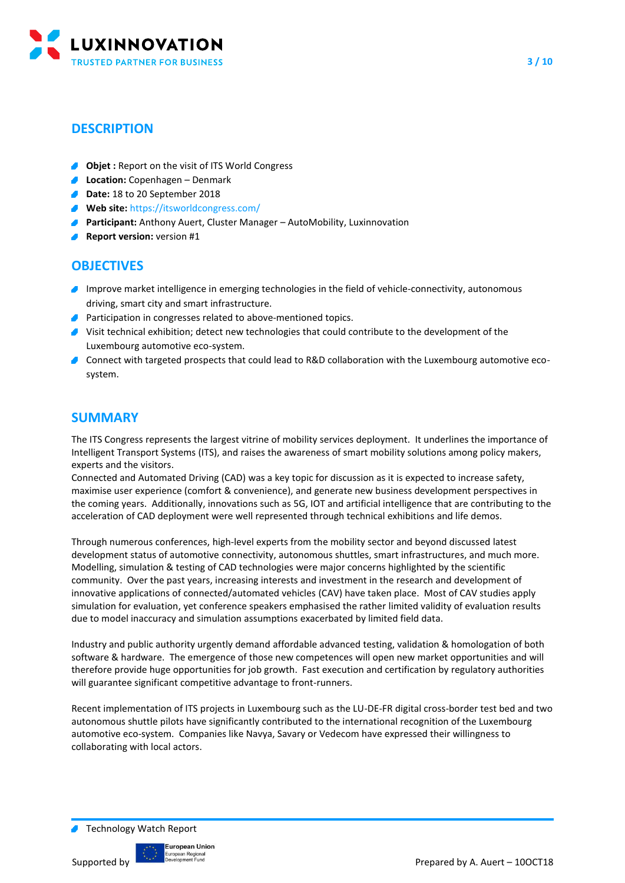## DESCRIPTION

- **Objet :** Report on the visit of ITS World Congress
- **Location:** Copenhagen – Denmark
- **Date:** 18 to 20 September 2018
- **Web site:** https://itsworldcongress.com/
- **Participant:** Anthony Auert, Cluster Manager – AutoMobility, Luxinnovation
- **Report version:** version #1

## OBJECTIVES

- Improve market intelligence in emerging technologies in the field of vehicle-connectivity, autonomous driving, smart city and smart infrastructure.
- Participation in congresses related to above-mentioned topics.
- Visit technical exhibition; detect new technologies that could contribute to the development of the Luxembourg automotive eco-system.
- Connect with targeted prospects that could lead to R&D collaboration with the Luxembourg automotive eco-system.

## SUMMARY

The ITS Congress represents the largest vitrine of mobility services deployment. It underlines the importance of Intelligent Transport Systems (ITS), and raises the awareness of smart mobility solutions among policy makers, experts and the visitors.
Connected and Automated Driving (CAD) was a key topic for discussion as it is expected to increase safety, maximise user experience (comfort & convenience), and generate new business development perspectives in the coming years. Additionally, innovations such as 5G, IOT and artificial intelligence that are contributing to the acceleration of CAD deployment were well represented through technical exhibitions and life demos.

Through numerous conferences, high-level experts from the mobility sector and beyond discussed latest development status of automotive connectivity, autonomous shuttles, smart infrastructures, and much more. Modelling, simulation & testing of CAD technologies were major concerns highlighted by the scientific community. Over the past years, increasing interests and investment in the research and development of innovative applications of connected/automated vehicles (CAV) have taken place. Most of CAV studies apply simulation for evaluation, yet conference speakers emphasised the rather limited validity of evaluation results due to model inaccuracy and simulation assumptions exacerbated by limited field data.

Industry and public authority urgently demand affordable advanced testing, validation & homologation of both software & hardware. The emergence of those new competences will open new market opportunities and will therefore provide huge opportunities for job growth. Fast execution and certification by regulatory authorities will guarantee significant competitive advantage to front-runners.

Recent implementation of ITS projects in Luxembourg such as the LU-DE-FR digital cross-border test bed and two autonomous shuttle pilots have significantly contributed to the international recognition of the Luxembourg automotive eco-system. Companies like Navya, Savary or Vedecom have expressed their willingness to collaborating with local actors.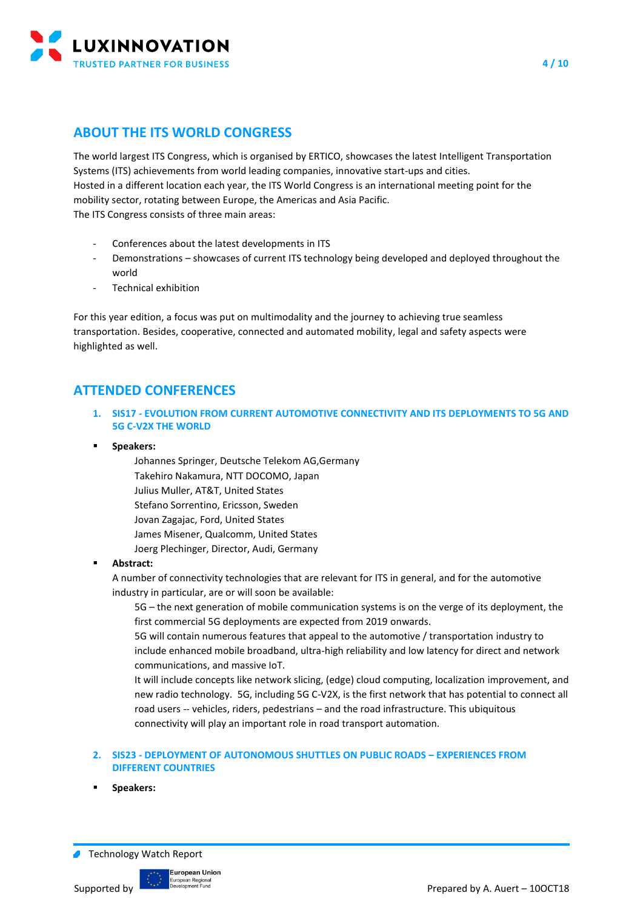## ABOUT THE ITS WORLD CONGRESS

The world largest ITS Congress, which is organised by ERTICO, showcases the latest Intelligent Transportation Systems (ITS) achievements from world leading companies, innovative start-ups and cities.
Hosted in a different location each year, the ITS World Congress is an international meeting point for the mobility sector, rotating between Europe, the Americas and Asia Pacific.
The ITS Congress consists of three main areas:

- Conferences about the latest developments in ITS
- Demonstrations – showcases of current ITS technology being developed and deployed throughout the world
- Technical exhibition

For this year edition, a focus was put on multimodality and the journey to achieving true seamless transportation. Besides, cooperative, connected and automated mobility, legal and safety aspects were highlighted as well.

## ATTENDED CONFERENCES

### 1. SIS17 - EVOLUTION FROM CURRENT AUTOMOTIVE CONNECTIVITY AND ITS DEPLOYMENTS TO 5G AND 5G C-V2X THE WORLD

- **Speakers:**

  Johannes Springer, Deutsche Telekom AG,Germany
  Takehiro Nakamura, NTT DOCOMO, Japan
  Julius Muller, AT&T, United States
  Stefano Sorrentino, Ericsson, Sweden
  Jovan Zagajac, Ford, United States
  James Misener, Qualcomm, United States
  Joerg Plechinger, Director, Audi, Germany

- **Abstract:**

  A number of connectivity technologies that are relevant for ITS in general, and for the automotive industry in particular, are or will soon be available:

  5G – the next generation of mobile communication systems is on the verge of its deployment, the first commercial 5G deployments are expected from 2019 onwards.
  5G will contain numerous features that appeal to the automotive / transportation industry to include enhanced mobile broadband, ultra-high reliability and low latency for direct and network communications, and massive IoT.
  It will include concepts like network slicing, (edge) cloud computing, localization improvement, and new radio technology. 5G, including 5G C-V2X, is the first network that has potential to connect all road users -- vehicles, riders, pedestrians – and the road infrastructure. This ubiquitous connectivity will play an important role in road transport automation.

### 2. SIS23 - DEPLOYMENT OF AUTONOMOUS SHUTTLES ON PUBLIC ROADS – EXPERIENCES FROM DIFFERENT COUNTRIES

- **Speakers:**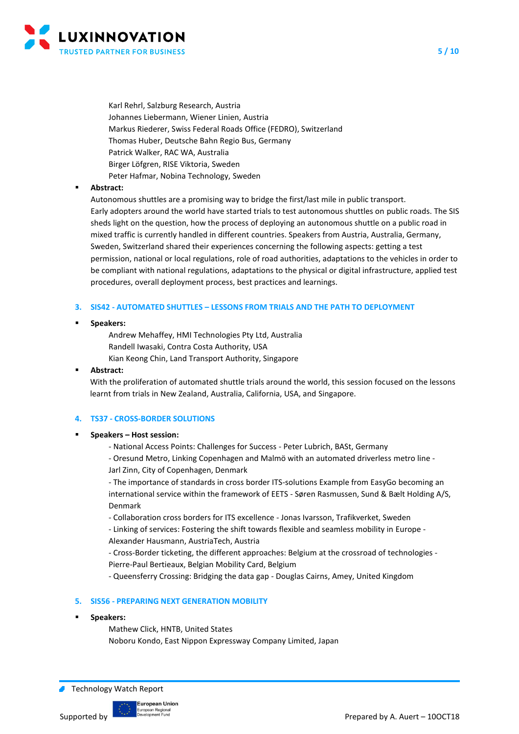Karl Rehrl, Salzburg Research, Austria
Johannes Liebermann, Wiener Linien, Austria
Markus Riederer, Swiss Federal Roads Office (FEDRO), Switzerland
Thomas Huber, Deutsche Bahn Regio Bus, Germany
Patrick Walker, RAC WA, Australia
Birger Löfgren, RISE Viktoria, Sweden
Peter Hafmar, Nobina Technology, Sweden

- **Abstract:**
  Autonomous shuttles are a promising way to bridge the first/last mile in public transport.
  Early adopters around the world have started trials to test autonomous shuttles on public roads. The SIS sheds light on the question, how the process of deploying an autonomous shuttle on a public road in mixed traffic is currently handled in different countries. Speakers from Austria, Australia, Germany, Sweden, Switzerland shared their experiences concerning the following aspects: getting a test permission, national or local regulations, role of road authorities, adaptations to the vehicles in order to be compliant with national regulations, adaptations to the physical or digital infrastructure, applied test procedures, overall deployment process, best practices and learnings.

### 3. SIS42 - AUTOMATED SHUTTLES – LESSONS FROM TRIALS AND THE PATH TO DEPLOYMENT

- **Speakers:**
  Andrew Mehaffey, HMI Technologies Pty Ltd, Australia
  Randell Iwasaki, Contra Costa Authority, USA
  Kian Keong Chin, Land Transport Authority, Singapore
- **Abstract:**
  With the proliferation of automated shuttle trials around the world, this session focused on the lessons learnt from trials in New Zealand, Australia, California, USA, and Singapore.

### 4. TS37 - CROSS-BORDER SOLUTIONS

- **Speakers – Host session:**
  - National Access Points: Challenges for Success - Peter Lubrich, BASt, Germany
  - Oresund Metro, Linking Copenhagen and Malmö with an automated driverless metro line - Jarl Zinn, City of Copenhagen, Denmark
  - The importance of standards in cross border ITS-solutions Example from EasyGo becoming an international service within the framework of EETS - Søren Rasmussen, Sund & Bælt Holding A/S, Denmark
  - Collaboration cross borders for ITS excellence - Jonas Ivarsson, Trafikverket, Sweden
  - Linking of services: Fostering the shift towards flexible and seamless mobility in Europe - Alexander Hausmann, AustriaTech, Austria
  - Cross-Border ticketing, the different approaches: Belgium at the crossroad of technologies - Pierre-Paul Bertieaux, Belgian Mobility Card, Belgium
  - Queensferry Crossing: Bridging the data gap - Douglas Cairns, Amey, United Kingdom

### 5. SIS56 - PREPARING NEXT GENERATION MOBILITY

- **Speakers:**
  Mathew Click, HNTB, United States
  Noboru Kondo, East Nippon Expressway Company Limited, Japan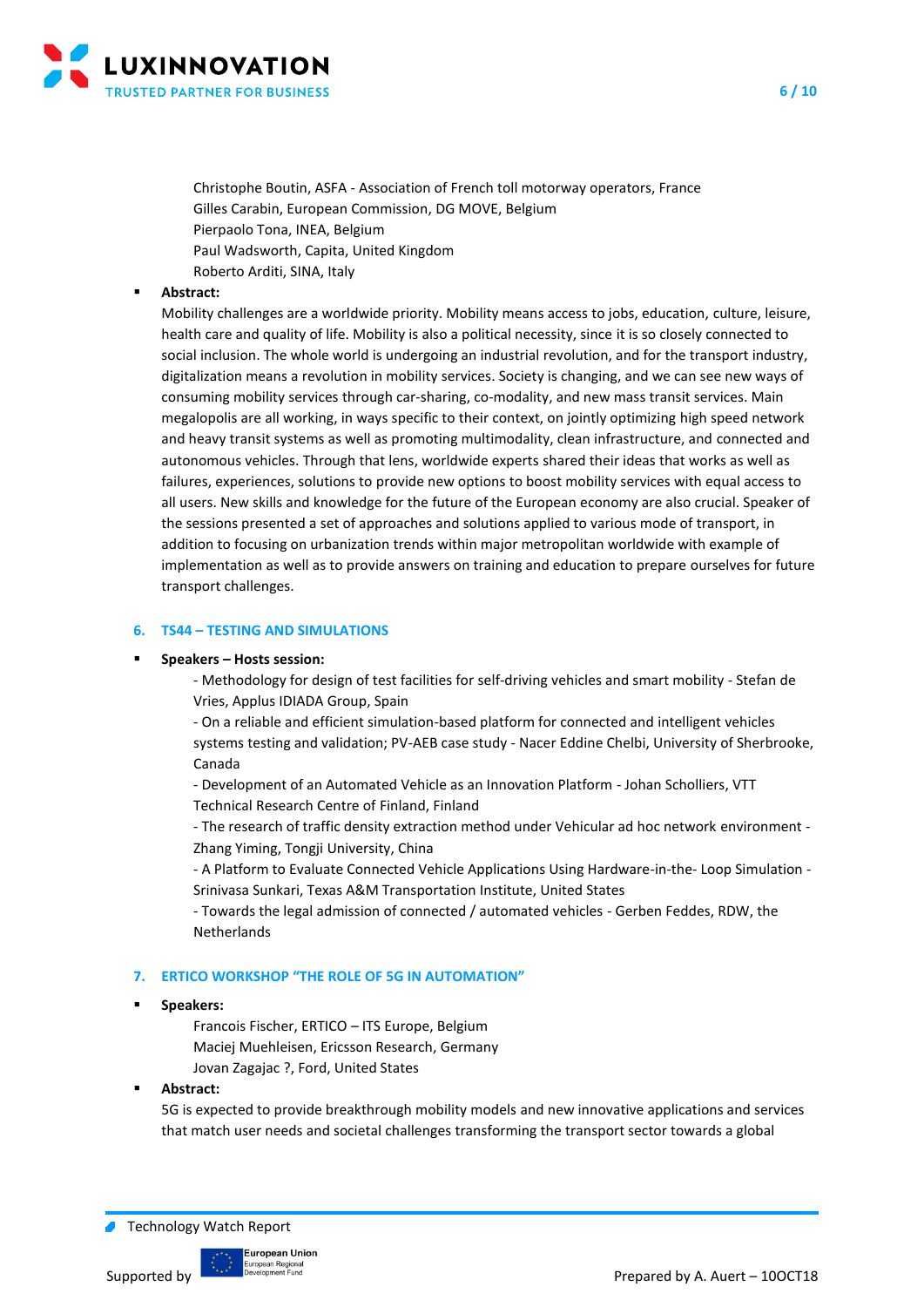Christophe Boutin, ASFA - Association of French toll motorway operators, France
Gilles Carabin, European Commission, DG MOVE, Belgium
Pierpaolo Tona, INEA, Belgium
Paul Wadsworth, Capita, United Kingdom
Roberto Arditi, SINA, Italy

- **Abstract:**
  Mobility challenges are a worldwide priority. Mobility means access to jobs, education, culture, leisure, health care and quality of life. Mobility is also a political necessity, since it is so closely connected to social inclusion. The whole world is undergoing an industrial revolution, and for the transport industry, digitalization means a revolution in mobility services. Society is changing, and we can see new ways of consuming mobility services through car-sharing, co-modality, and new mass transit services. Main megalopolis are all working, in ways specific to their context, on jointly optimizing high speed network and heavy transit systems as well as promoting multimodality, clean infrastructure, and connected and autonomous vehicles. Through that lens, worldwide experts shared their ideas that works as well as failures, experiences, solutions to provide new options to boost mobility services with equal access to all users. New skills and knowledge for the future of the European economy are also crucial. Speaker of the sessions presented a set of approaches and solutions applied to various mode of transport, in addition to focusing on urbanization trends within major metropolitan worldwide with example of implementation as well as to provide answers on training and education to prepare ourselves for future transport challenges.

## 6. TS44 – TESTING AND SIMULATIONS

- **Speakers – Hosts session:**
  - Methodology for design of test facilities for self-driving vehicles and smart mobility - Stefan de Vries, Applus IDIADA Group, Spain
  - On a reliable and efficient simulation-based platform for connected and intelligent vehicles systems testing and validation; PV-AEB case study - Nacer Eddine Chelbi, University of Sherbrooke, Canada
  - Development of an Automated Vehicle as an Innovation Platform - Johan Scholliers, VTT Technical Research Centre of Finland, Finland
  - The research of traffic density extraction method under Vehicular ad hoc network environment - Zhang Yiming, Tongji University, China
  - A Platform to Evaluate Connected Vehicle Applications Using Hardware-in-the- Loop Simulation - Srinivasa Sunkari, Texas A&M Transportation Institute, United States
  - Towards the legal admission of connected / automated vehicles - Gerben Feddes, RDW, the Netherlands

## 7. ERTICO WORKSHOP "THE ROLE OF 5G IN AUTOMATION"

- **Speakers:**
  Francois Fischer, ERTICO – ITS Europe, Belgium
  Maciej Muehleisen, Ericsson Research, Germany
  Jovan Zagajac ?, Ford, United States
- **Abstract:**
  5G is expected to provide breakthrough mobility models and new innovative applications and services that match user needs and societal challenges transforming the transport sector towards a global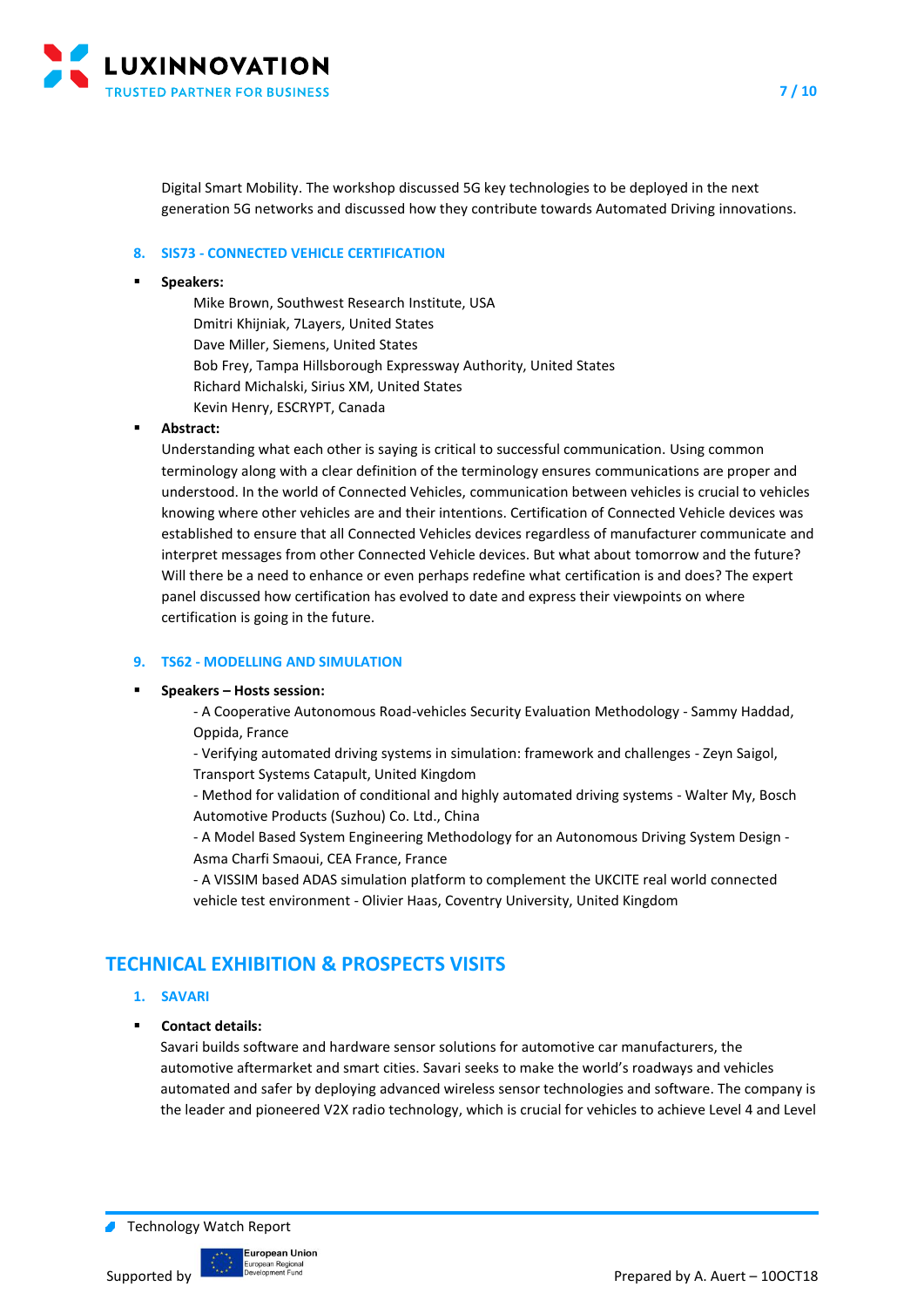Digital Smart Mobility. The workshop discussed 5G key technologies to be deployed in the next generation 5G networks and discussed how they contribute towards Automated Driving innovations.

### 8. SIS73 - CONNECTED VEHICLE CERTIFICATION

- **Speakers:**
  Mike Brown, Southwest Research Institute, USA
  Dmitri Khijniak, 7Layers, United States
  Dave Miller, Siemens, United States
  Bob Frey, Tampa Hillsborough Expressway Authority, United States
  Richard Michalski, Sirius XM, United States
  Kevin Henry, ESCRYPT, Canada
- **Abstract:**
  Understanding what each other is saying is critical to successful communication. Using common terminology along with a clear definition of the terminology ensures communications are proper and understood. In the world of Connected Vehicles, communication between vehicles is crucial to vehicles knowing where other vehicles are and their intentions. Certification of Connected Vehicle devices was established to ensure that all Connected Vehicles devices regardless of manufacturer communicate and interpret messages from other Connected Vehicle devices. But what about tomorrow and the future? Will there be a need to enhance or even perhaps redefine what certification is and does? The expert panel discussed how certification has evolved to date and express their viewpoints on where certification is going in the future.

### 9. TS62 - MODELLING AND SIMULATION

- **Speakers – Hosts session:**
  - A Cooperative Autonomous Road-vehicles Security Evaluation Methodology - Sammy Haddad, Oppida, France
  - Verifying automated driving systems in simulation: framework and challenges - Zeyn Saigol, Transport Systems Catapult, United Kingdom
  - Method for validation of conditional and highly automated driving systems - Walter My, Bosch Automotive Products (Suzhou) Co. Ltd., China
  - A Model Based System Engineering Methodology for an Autonomous Driving System Design - Asma Charfi Smaoui, CEA France, France
  - A VISSIM based ADAS simulation platform to complement the UKCITE real world connected vehicle test environment - Olivier Haas, Coventry University, United Kingdom

## TECHNICAL EXHIBITION & PROSPECTS VISITS

### 1. SAVARI

- **Contact details:**
  Savari builds software and hardware sensor solutions for automotive car manufacturers, the automotive aftermarket and smart cities. Savari seeks to make the world's roadways and vehicles automated and safer by deploying advanced wireless sensor technologies and software. The company is the leader and pioneered V2X radio technology, which is crucial for vehicles to achieve Level 4 and Level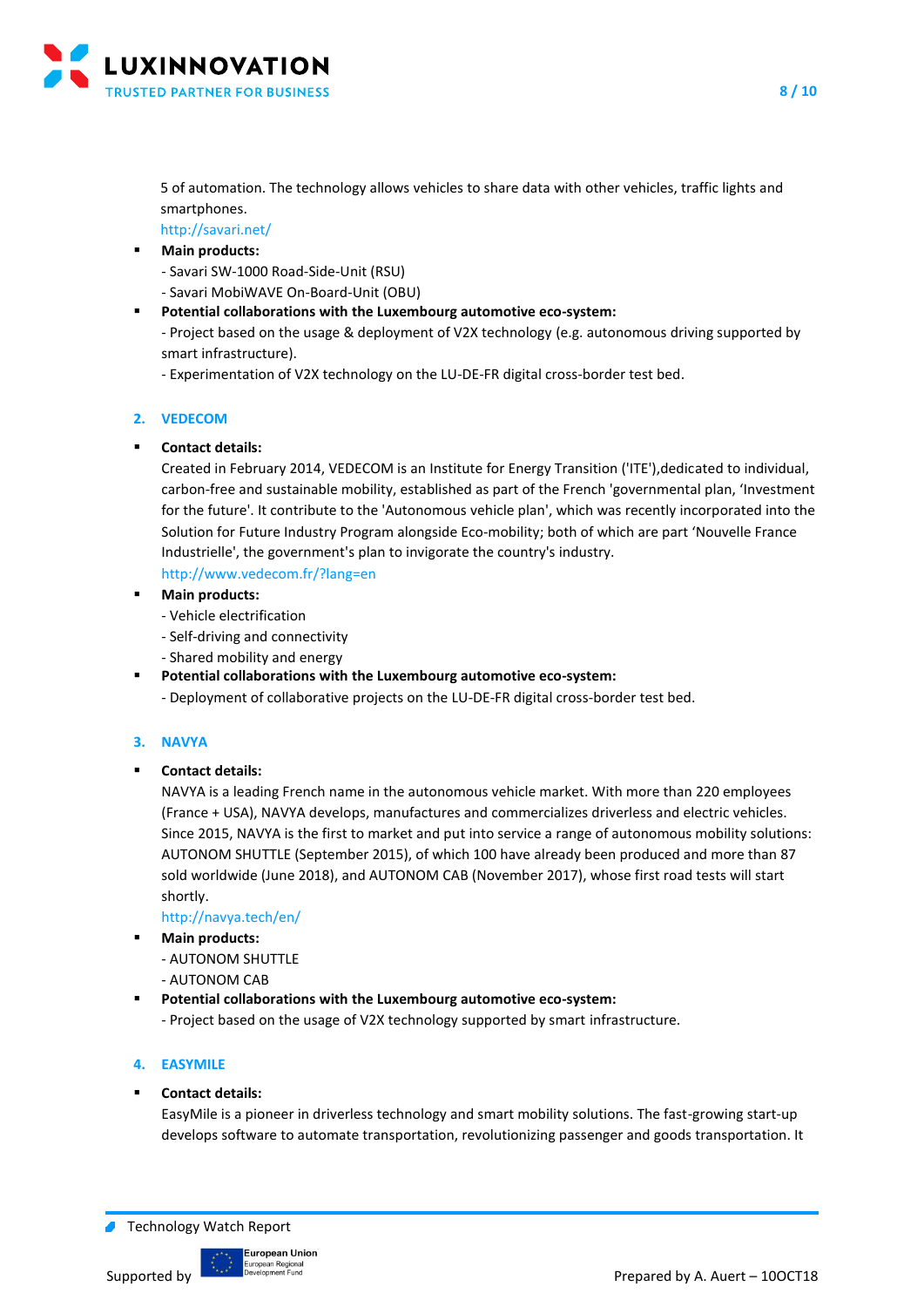5 of automation. The technology allows vehicles to share data with other vehicles, traffic lights and smartphones.
http://savari.net/

- **Main products:**
  - Savari SW-1000 Road-Side-Unit (RSU)
  - Savari MobiWAVE On-Board-Unit (OBU)
- **Potential collaborations with the Luxembourg automotive eco-system:**
  - Project based on the usage & deployment of V2X technology (e.g. autonomous driving supported by smart infrastructure).
  - Experimentation of V2X technology on the LU-DE-FR digital cross-border test bed.

## 2. VEDECOM

- **Contact details:**
  Created in February 2014, VEDECOM is an Institute for Energy Transition ('ITE'),dedicated to individual, carbon-free and sustainable mobility, established as part of the French 'governmental plan, 'Investment for the future'. It contribute to the 'Autonomous vehicle plan', which was recently incorporated into the Solution for Future Industry Program alongside Eco-mobility; both of which are part 'Nouvelle France Industrielle', the government's plan to invigorate the country's industry.
  http://www.vedecom.fr/?lang=en
- **Main products:**
  - Vehicle electrification
  - Self-driving and connectivity
  - Shared mobility and energy
- **Potential collaborations with the Luxembourg automotive eco-system:**
  - Deployment of collaborative projects on the LU-DE-FR digital cross-border test bed.

## 3. NAVYA

- **Contact details:**
  NAVYA is a leading French name in the autonomous vehicle market. With more than 220 employees (France + USA), NAVYA develops, manufactures and commercializes driverless and electric vehicles. Since 2015, NAVYA is the first to market and put into service a range of autonomous mobility solutions: AUTONOM SHUTTLE (September 2015), of which 100 have already been produced and more than 87 sold worldwide (June 2018), and AUTONOM CAB (November 2017), whose first road tests will start shortly.
  http://navya.tech/en/
- **Main products:**
  - AUTONOM SHUTTLE
  - AUTONOM CAB
- **Potential collaborations with the Luxembourg automotive eco-system:**
  - Project based on the usage of V2X technology supported by smart infrastructure.

## 4. EASYMILE

- **Contact details:**
  EasyMile is a pioneer in driverless technology and smart mobility solutions. The fast-growing start-up develops software to automate transportation, revolutionizing passenger and goods transportation. It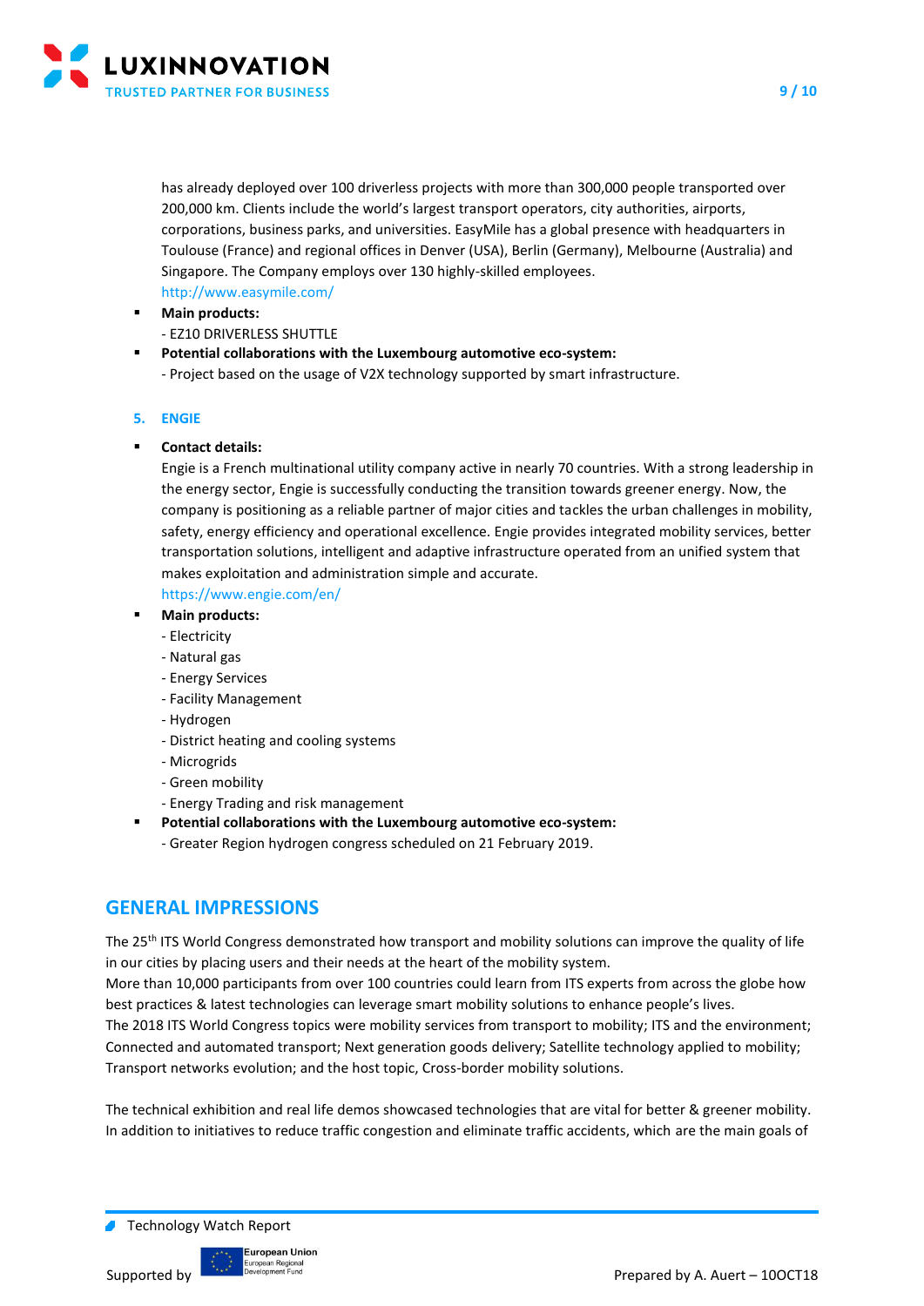has already deployed over 100 driverless projects with more than 300,000 people transported over 200,000 km. Clients include the world's largest transport operators, city authorities, airports, corporations, business parks, and universities. EasyMile has a global presence with headquarters in Toulouse (France) and regional offices in Denver (USA), Berlin (Germany), Melbourne (Australia) and Singapore. The Company employs over 130 highly-skilled employees.
http://www.easymile.com/

- **Main products:**
  - EZ10 DRIVERLESS SHUTTLE
- **Potential collaborations with the Luxembourg automotive eco-system:**
  - Project based on the usage of V2X technology supported by smart infrastructure.

### 5. ENGIE

- **Contact details:**
  Engie is a French multinational utility company active in nearly 70 countries. With a strong leadership in the energy sector, Engie is successfully conducting the transition towards greener energy. Now, the company is positioning as a reliable partner of major cities and tackles the urban challenges in mobility, safety, energy efficiency and operational excellence. Engie provides integrated mobility services, better transportation solutions, intelligent and adaptive infrastructure operated from an unified system that makes exploitation and administration simple and accurate.
  https://www.engie.com/en/
- **Main products:**
  - Electricity
  - Natural gas
  - Energy Services
  - Facility Management
  - Hydrogen
  - District heating and cooling systems
  - Micrograds
  - Green mobility
  - Energy Trading and risk management
- **Potential collaborations with the Luxembourg automotive eco-system:**
  - Greater Region hydrogen congress scheduled on 21 February 2019.

## GENERAL IMPRESSIONS

The 25th ITS World Congress demonstrated how transport and mobility solutions can improve the quality of life in our cities by placing users and their needs at the heart of the mobility system.
More than 10,000 participants from over 100 countries could learn from ITS experts from across the globe how best practices & latest technologies can leverage smart mobility solutions to enhance people's lives.
The 2018 ITS World Congress topics were mobility services from transport to mobility; ITS and the environment; Connected and automated transport; Next generation goods delivery; Satellite technology applied to mobility; Transport networks evolution; and the host topic, Cross-border mobility solutions.

The technical exhibition and real life demos showcased technologies that are vital for better & greener mobility. In addition to initiatives to reduce traffic congestion and eliminate traffic accidents, which are the main goals of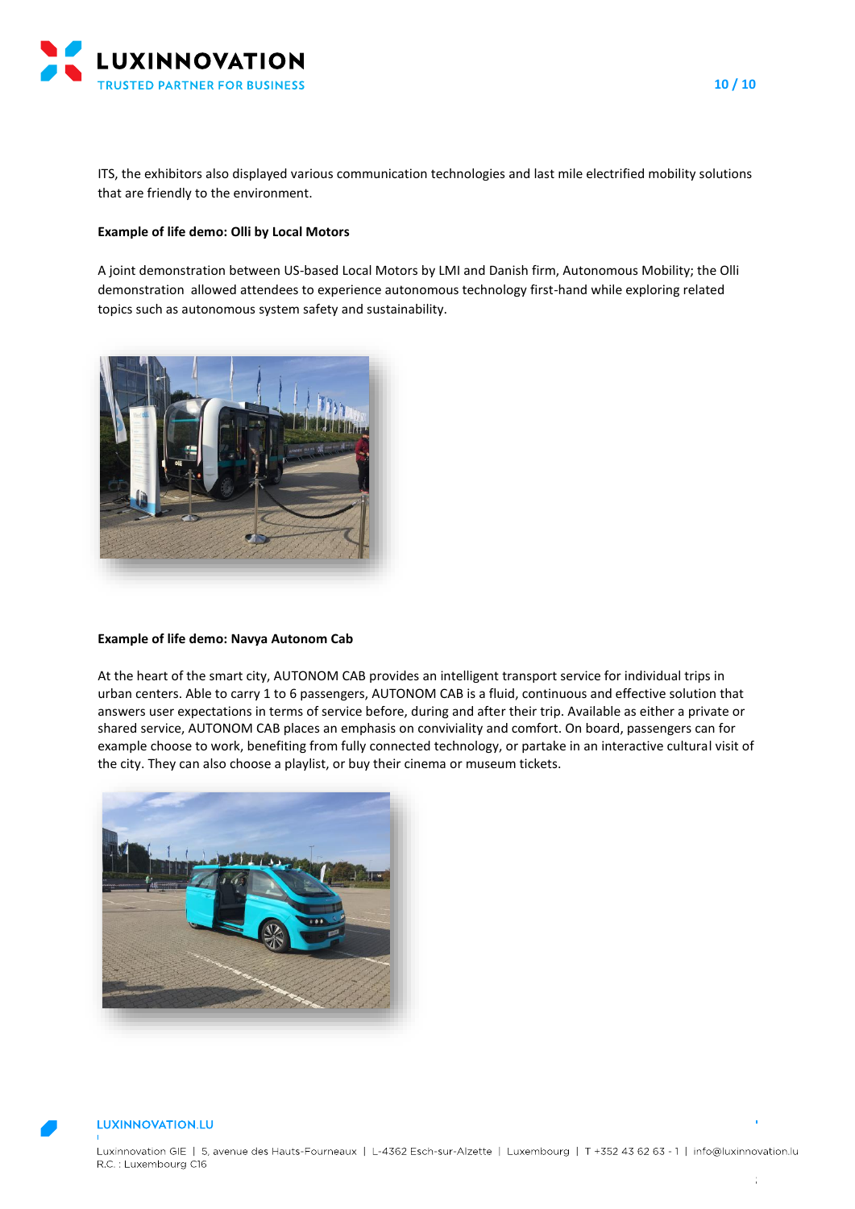ITS, the exhibitors also displayed various communication technologies and last mile electrified mobility solutions that are friendly to the environment.

**Example of life demo: Olli by Local Motors**

A joint demonstration between US-based Local Motors by LMI and Danish firm, Autonomous Mobility; the Olli demonstration allowed attendees to experience autonomous technology first-hand while exploring related topics such as autonomous system safety and sustainability.

**Example of life demo: Navya Autonom Cab**

At the heart of the smart city, AUTONOM CAB provides an intelligent transport service for individual trips in urban centers. Able to carry 1 to 6 passengers, AUTONOM CAB is a fluid, continuous and effective solution that answers user expectations in terms of service before, during and after their trip. Available as either a private or shared service, AUTONOM CAB places an emphasis on conviviality and comfort. On board, passengers can for example choose to work, benefiting from fully connected technology, or partake in an interactive cultural visit of the city. They can also choose a playlist, or buy their cinema or museum tickets.